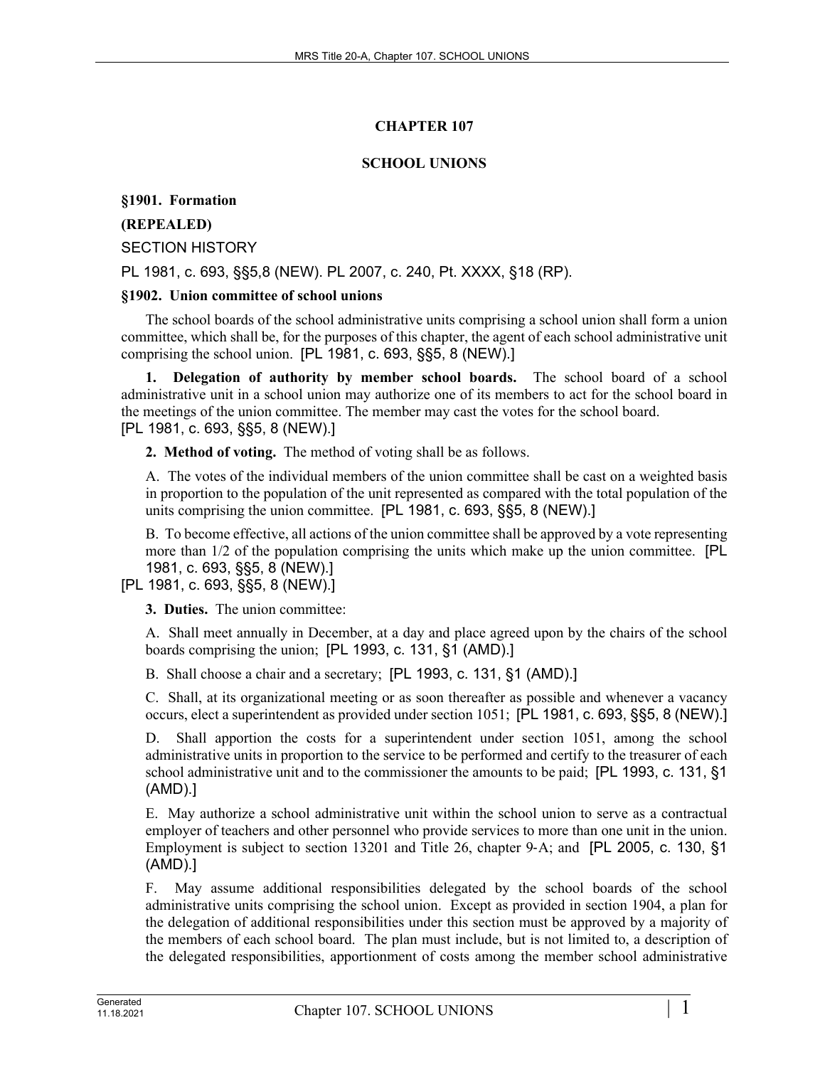# CHAPTER 107

## SCHOOL UNIONS

### §1901. Formation

**(REPEALED)**

SECTION HISTORY

PL 1981, c. 693, §§5,8 (NEW). PL 2007, c. 240, Pt. XXXX, §18 (RP).

### §1902. Union committee of school unions

The school boards of the school administrative units comprising a school union shall form a union committee, which shall be, for the purposes of this chapter, the agent of each school administrative unit comprising the school union. [PL 1981, c. 693, §§5, 8 (NEW).]

**1. Delegation of authority by member school boards.** The school board of a school administrative unit in a school union may authorize one of its members to act for the school board in the meetings of the union committee. The member may cast the votes for the school board.
[PL 1981, c. 693, §§5, 8 (NEW).]

**2. Method of voting.** The method of voting shall be as follows.

A. The votes of the individual members of the union committee shall be cast on a weighted basis in proportion to the population of the unit represented as compared with the total population of the units comprising the union committee. [PL 1981, c. 693, §§5, 8 (NEW).]

B. To become effective, all actions of the union committee shall be approved by a vote representing more than 1/2 of the population comprising the units which make up the union committee. [PL 1981, c. 693, §§5, 8 (NEW).]

[PL 1981, c. 693, §§5, 8 (NEW).]

**3. Duties.** The union committee:

A. Shall meet annually in December, at a day and place agreed upon by the chairs of the school boards comprising the union; [PL 1993, c. 131, §1 (AMD).]

B. Shall choose a chair and a secretary; [PL 1993, c. 131, §1 (AMD).]

C. Shall, at its organizational meeting or as soon thereafter as possible and whenever a vacancy occurs, elect a superintendent as provided under section 1051; [PL 1981, c. 693, §§5, 8 (NEW).]

D. Shall apportion the costs for a superintendent under section 1051, among the school administrative units in proportion to the service to be performed and certify to the treasurer of each school administrative unit and to the commissioner the amounts to be paid; [PL 1993, c. 131, §1 (AMD).]

E. May authorize a school administrative unit within the school union to serve as a contractual employer of teachers and other personnel who provide services to more than one unit in the union. Employment is subject to section 13201 and Title 26, chapter 9-A; and [PL 2005, c. 130, §1 (AMD).]

F. May assume additional responsibilities delegated by the school boards of the school administrative units comprising the school union. Except as provided in section 1904, a plan for the delegation of additional responsibilities under this section must be approved by a majority of the members of each school board. The plan must include, but is not limited to, a description of the delegated responsibilities, apportionment of costs among the member school administrative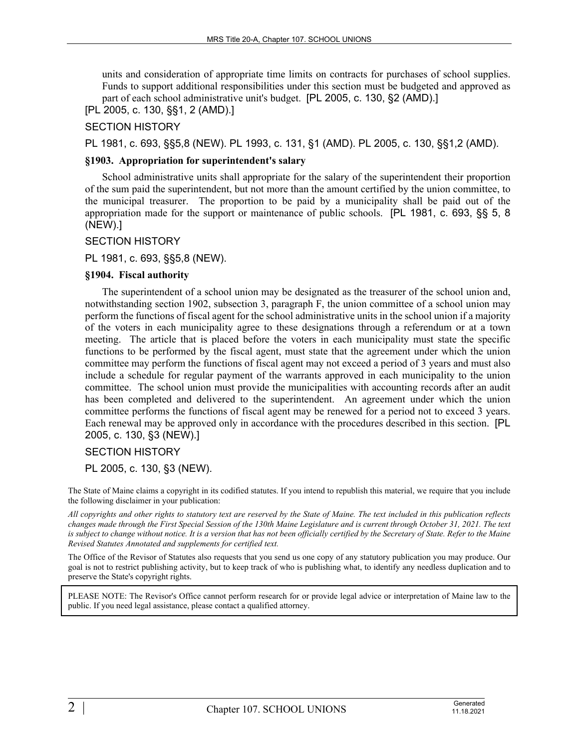units and consideration of appropriate time limits on contracts for purchases of school supplies. Funds to support additional responsibilities under this section must be budgeted and approved as part of each school administrative unit's budget. [PL 2005, c. 130, §2 (AMD).]

[PL 2005, c. 130, §§1, 2 (AMD).]

SECTION HISTORY

PL 1981, c. 693, §§5,8 (NEW). PL 1993, c. 131, §1 (AMD). PL 2005, c. 130, §§1,2 (AMD).

### §1903. Appropriation for superintendent's salary

School administrative units shall appropriate for the salary of the superintendent their proportion of the sum paid the superintendent, but not more than the amount certified by the union committee, to the municipal treasurer. The proportion to be paid by a municipality shall be paid out of the appropriation made for the support or maintenance of public schools. [PL 1981, c. 693, §§ 5, 8 (NEW).]

SECTION HISTORY

PL 1981, c. 693, §§5,8 (NEW).

### §1904. Fiscal authority

The superintendent of a school union may be designated as the treasurer of the school union and, notwithstanding section 1902, subsection 3, paragraph F, the union committee of a school union may perform the functions of fiscal agent for the school administrative units in the school union if a majority of the voters in each municipality agree to these designations through a referendum or at a town meeting. The article that is placed before the voters in each municipality must state the specific functions to be performed by the fiscal agent, must state that the agreement under which the union committee may perform the functions of fiscal agent may not exceed a period of 3 years and must also include a schedule for regular payment of the warrants approved in each municipality to the union committee. The school union must provide the municipalities with accounting records after an audit has been completed and delivered to the superintendent. An agreement under which the union committee performs the functions of fiscal agent may be renewed for a period not to exceed 3 years. Each renewal may be approved only in accordance with the procedures described in this section. [PL 2005, c. 130, §3 (NEW).]

SECTION HISTORY

PL 2005, c. 130, §3 (NEW).

The State of Maine claims a copyright in its codified statutes. If you intend to republish this material, we require that you include the following disclaimer in your publication:

*All copyrights and other rights to statutory text are reserved by the State of Maine. The text included in this publication reflects changes made through the First Special Session of the 130th Maine Legislature and is current through October 31, 2021. The text is subject to change without notice. It is a version that has not been officially certified by the Secretary of State. Refer to the Maine Revised Statutes Annotated and supplements for certified text.*

The Office of the Revisor of Statutes also requests that you send us one copy of any statutory publication you may produce. Our goal is not to restrict publishing activity, but to keep track of who is publishing what, to identify any needless duplication and to preserve the State's copyright rights.

PLEASE NOTE: The Revisor's Office cannot perform research for or provide legal advice or interpretation of Maine law to the public. If you need legal assistance, please contact a qualified attorney.